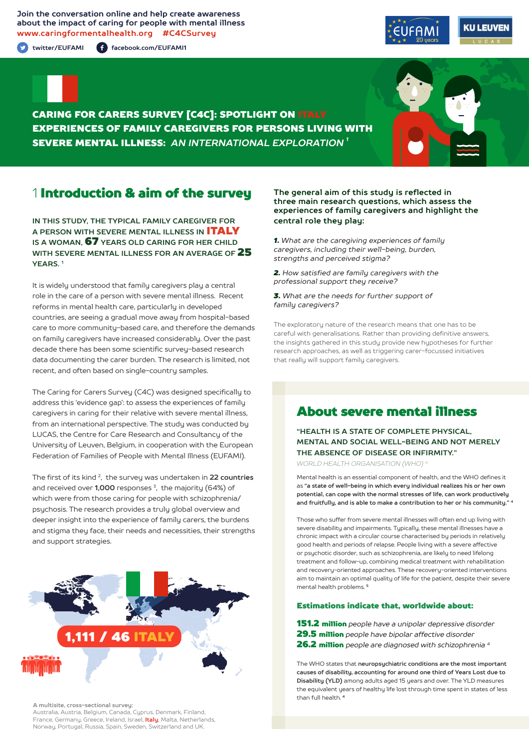Join the conversation online and help create awareness about the impact of caring for people with mental illness
www.caringformentalhealth.org #C4CSurvey

twitter/EUFAMI facebook.com/EUFAMI1

# CARING FOR CARERS SURVEY [C4C]: SPOTLIGHT ON ITALY EXPERIENCES OF FAMILY CAREGIVERS FOR PERSONS LIVING WITH SEVERE MENTAL ILLNESS: *AN INTERNATIONAL EXPLORATION* [1]

## 1 Introduction & aim of the survey

**IN THIS STUDY, THE TYPICAL FAMILY CAREGIVER FOR A PERSON WITH SEVERE MENTAL ILLNESS IN ITALY IS A WOMAN, 67 YEARS OLD CARING FOR HER CHILD WITH SEVERE MENTAL ILLNESS FOR AN AVERAGE OF 25 YEARS.** [1]

It is widely understood that family caregivers play a central role in the care of a person with severe mental illness. Recent reforms in mental health care, particularly in developed countries, are seeing a gradual move away from hospital-based care to more community-based care, and therefore the demands on family caregivers have increased considerably. Over the past decade there has been some scientific survey-based research data documenting the carer burden. The research is limited, not recent, and often based on single-country samples.

The Caring for Carers Survey (C4C) was designed specifically to address this 'evidence gap': to assess the experiences of family caregivers in caring for their relative with severe mental illness, from an international perspective. The study was conducted by LUCAS, the Centre for Care Research and Consultancy of the University of Leuven, Belgium, in cooperation with the European Federation of Families of People with Mental Illness (EUFAMI).

The first of its kind [2], the survey was undertaken in **22 countries** and received over **1,000** responses [3], the majority (64%) of which were from those caring for people with schizophrenia/psychosis. The research provides a truly global overview and deeper insight into the experience of family carers, the burdens and stigma they face, their needs and necessities, their strengths and support strategies.

**1,111 / 46 ITALY**

**A multisite, cross-sectional survey:**
Australia, Austria, Belgium, Canada, Cyprus, Denmark, Finland, France, Germany, Greece, Ireland, Israel, **Italy**, Malta, Netherlands, Norway, Portugal, Russia, Spain, Sweden, Switzerland and UK.

**The general aim of this study is reflected in three main research questions, which assess the experiences of family caregivers and highlight the central role they play:**

1. *What are the caregiving experiences of family caregivers, including their well-being, burden, strengths and perceived stigma?*
2. *How satisfied are family caregivers with the professional support they receive?*
3. *What are the needs for further support of family caregivers?*

The exploratory nature of the research means that one has to be careful with generalisations. Rather than providing definitive answers, the insights gathered in this study provide new hypotheses for further research approaches, as well as triggering carer-focussed initiatives that really will support family caregivers.

## About severe mental illness

**"HEALTH IS A STATE OF COMPLETE PHYSICAL, MENTAL AND SOCIAL WELL-BEING AND NOT MERELY THE ABSENCE OF DISEASE OR INFIRMITY."**
*WORLD HEALTH ORGANISATION (WHO)* [4]

Mental health is an essential component of health, and the WHO defines it as **"a state of well-being in which every individual realizes his or her own potential, can cope with the normal stresses of life, can work productively and fruitfully, and is able to make a contribution to her or his community."** [4]

Those who suffer from severe mental illnesses will often end up living with severe disability and impairments. Typically, these mental illnesses have a chronic impact with a circular course characterised by periods in relatively good health and periods of relapse. People living with a severe affective or psychotic disorder, such as schizophrenia, are likely to need lifelong treatment and follow-up, combining medical treatment with rehabilitation and recovery-oriented approaches. These recovery-oriented interventions aim to maintain an optimal quality of life for the patient, despite their severe mental health problems. [5]

### Estimations indicate that, worldwide about:

**151.2 million** *people have a unipolar depressive disorder*
**29.5 million** *people have bipolar affective disorder*
**26.2 million** *people are diagnosed with schizophrenia* [4]

The WHO states that **neuropsychiatric conditions are the most important causes of disability, accounting for around one third of Years Lost due to Disability (YLD)** among adults aged 15 years and over. The YLD measures the equivalent years of healthy life lost through time spent in states of less than full health. [4]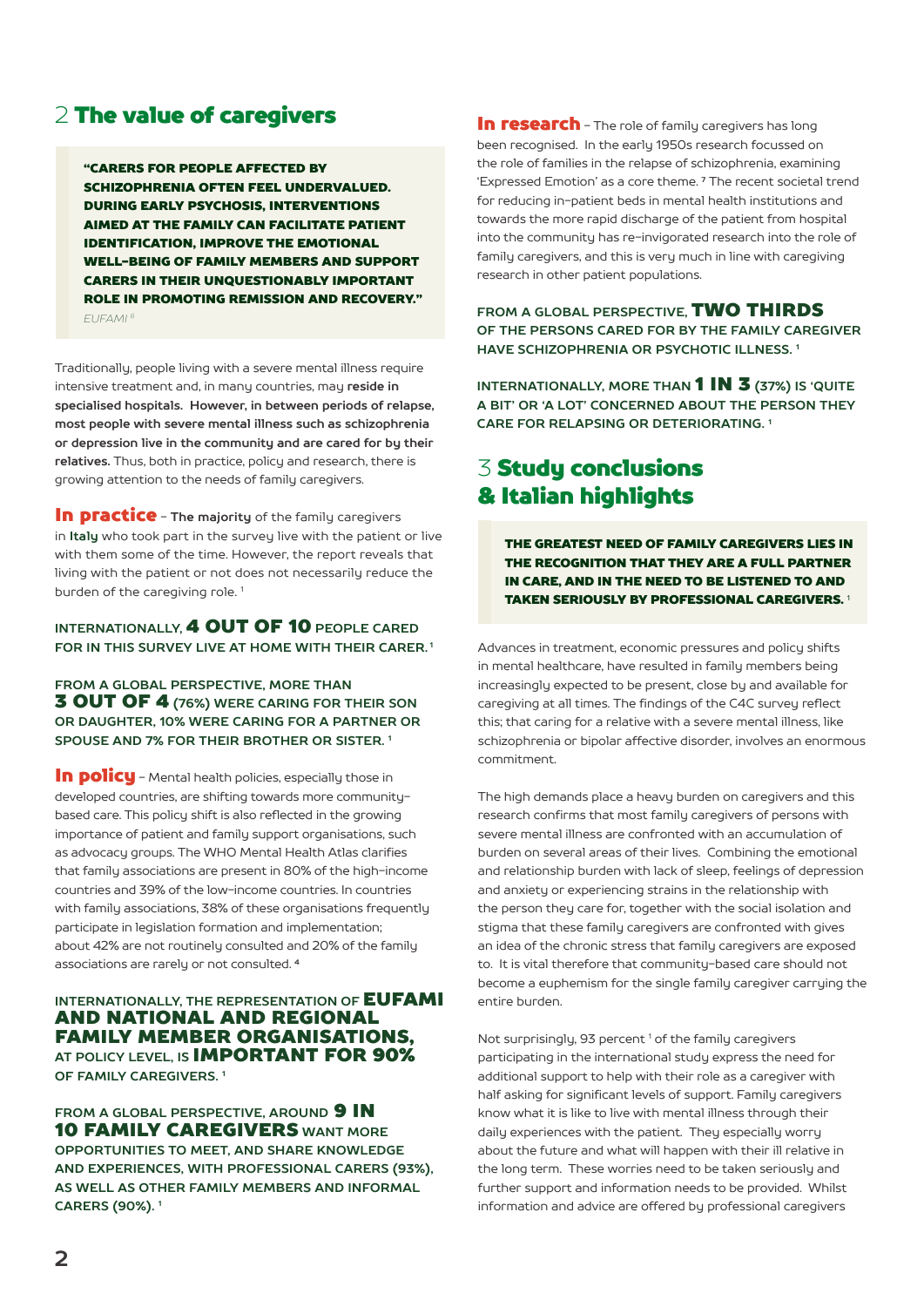## 2 The value of caregivers

> **"CARERS FOR PEOPLE AFFECTED BY SCHIZOPHRENIA OFTEN FEEL UNDERVALUED. DURING EARLY PSYCHOSIS, INTERVENTIONS AIMED AT THE FAMILY CAN FACILITATE PATIENT IDENTIFICATION, IMPROVE THE EMOTIONAL WELL-BEING OF FAMILY MEMBERS AND SUPPORT CARERS IN THEIR UNQUESTIONABLY IMPORTANT ROLE IN PROMOTING REMISSION AND RECOVERY."**
> *EUFAMI [8]*

Traditionally, people living with a severe mental illness require intensive treatment and, in many countries, may **reside in specialised hospitals. However, in between periods of relapse, most people with severe mental illness such as schizophrenia or depression live in the community and are cared for by their relatives.** Thus, both in practice, policy and research, there is growing attention to the needs of family caregivers.

**In practice** – **The majority** of the family caregivers in **Italy** who took part in the survey live with the patient or live with them some of the time. However, the report reveals that living with the patient or not does not necessarily reduce the burden of the caregiving role. [1]

**INTERNATIONALLY, 4 OUT OF 10 PEOPLE CARED FOR IN THIS SURVEY LIVE AT HOME WITH THEIR CARER. [1]**

**FROM A GLOBAL PERSPECTIVE, MORE THAN 3 OUT OF 4 (76%) WERE CARING FOR THEIR SON OR DAUGHTER, 10% WERE CARING FOR A PARTNER OR SPOUSE AND 7% FOR THEIR BROTHER OR SISTER. [1]**

**In policy** – Mental health policies, especially those in developed countries, are shifting towards more community-based care. This policy shift is also reflected in the growing importance of patient and family support organisations, such as advocacy groups. The WHO Mental Health Atlas clarifies that family associations are present in 80% of the high-income countries and 39% of the low-income countries. In countries with family associations, 38% of these organisations frequently participate in legislation formation and implementation; about 42% are not routinely consulted and 20% of the family associations are rarely or not consulted. [4]

**INTERNATIONALLY, THE REPRESENTATION OF EUFAMI AND NATIONAL AND REGIONAL FAMILY MEMBER ORGANISATIONS, AT POLICY LEVEL, IS IMPORTANT FOR 90% OF FAMILY CAREGIVERS. [1]**

**FROM A GLOBAL PERSPECTIVE, AROUND 9 IN 10 FAMILY CAREGIVERS WANT MORE OPPORTUNITIES TO MEET, AND SHARE KNOWLEDGE AND EXPERIENCES, WITH PROFESSIONAL CARERS (93%), AS WELL AS OTHER FAMILY MEMBERS AND INFORMAL CARERS (90%). [1]**

**In research** – The role of family caregivers has long been recognised. In the early 1950s research focussed on the role of families in the relapse of schizophrenia, examining 'Expressed Emotion' as a core theme. [7] The recent societal trend for reducing in-patient beds in mental health institutions and towards the more rapid discharge of the patient from hospital into the community has re-invigorated research into the role of family caregivers, and this is very much in line with caregiving research in other patient populations.

**FROM A GLOBAL PERSPECTIVE, TWO THIRDS OF THE PERSONS CARED FOR BY THE FAMILY CAREGIVER HAVE SCHIZOPHRENIA OR PSYCHOTIC ILLNESS. [1]**

**INTERNATIONALLY, MORE THAN 1 IN 3 (37%) IS 'QUITE A BIT' OR 'A LOT' CONCERNED ABOUT THE PERSON THEY CARE FOR RELAPSING OR DETERIORATING. [1]**

## 3 Study conclusions & Italian highlights

> **THE GREATEST NEED OF FAMILY CAREGIVERS LIES IN THE RECOGNITION THAT THEY ARE A FULL PARTNER IN CARE, AND IN THE NEED TO BE LISTENED TO AND TAKEN SERIOUSLY BY PROFESSIONAL CAREGIVERS. [1]**

Advances in treatment, economic pressures and policy shifts in mental healthcare, have resulted in family members being increasingly expected to be present, close by and available for caregiving at all times. The findings of the C4C survey reflect this; that caring for a relative with a severe mental illness, like schizophrenia or bipolar affective disorder, involves an enormous commitment.

The high demands place a heavy burden on caregivers and this research confirms that most family caregivers of persons with severe mental illness are confronted with an accumulation of burden on several areas of their lives. Combining the emotional and relationship burden with lack of sleep, feelings of depression and anxiety or experiencing strains in the relationship with the person they care for, together with the social isolation and stigma that these family caregivers are confronted with gives an idea of the chronic stress that family caregivers are exposed to. It is vital therefore that community-based care should not become a euphemism for the single family caregiver carrying the entire burden.

Not surprisingly, 93 percent [1] of the family caregivers participating in the international study express the need for additional support to help with their role as a caregiver with half asking for significant levels of support. Family caregivers know what it is like to live with mental illness through their daily experiences with the patient. They especially worry about the future and what will happen with their ill relative in the long term. These worries need to be taken seriously and further support and information needs to be provided. Whilst information and advice are offered by professional caregivers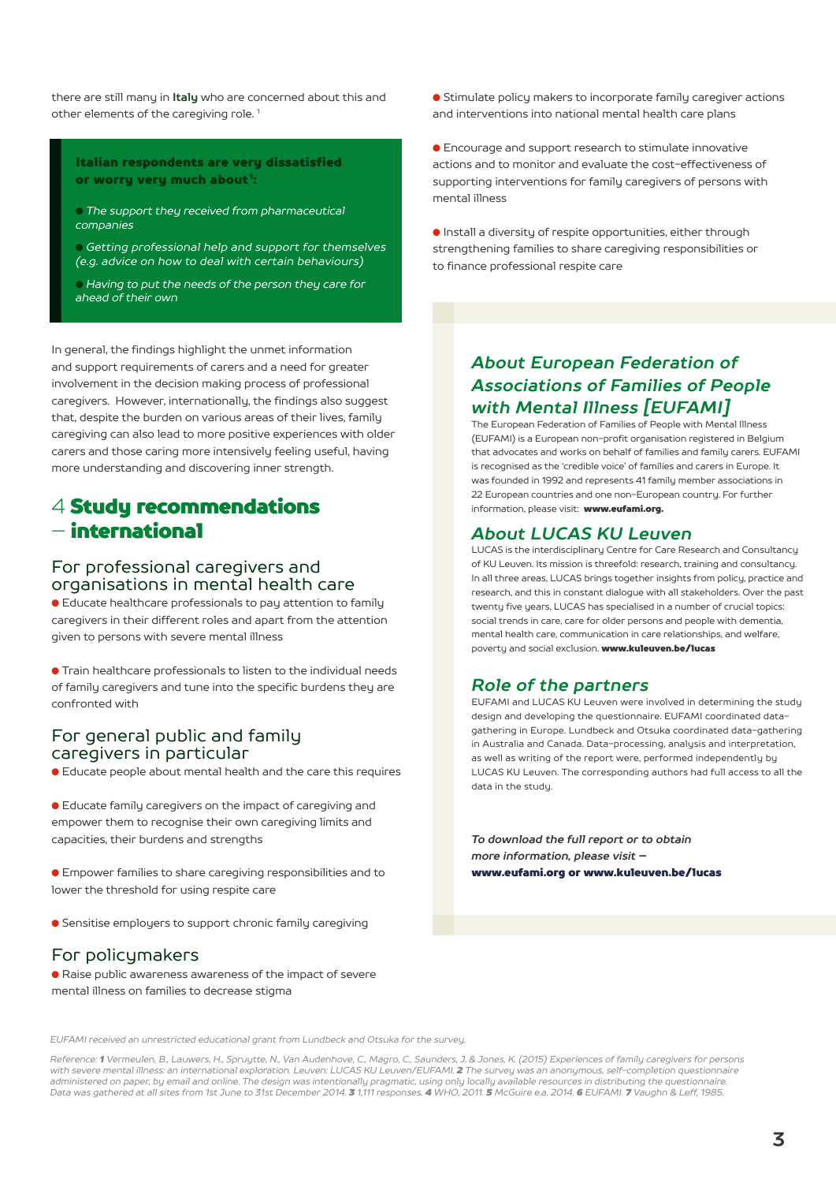there are still many in **Italy** who are concerned about this and other elements of the caregiving role. [1]

> **Italian respondents are very dissatisfied or worry very much about[1]:**
>
> - *The support they received from pharmaceutical companies*
> - *Getting professional help and support for themselves (e.g. advice on how to deal with certain behaviours)*
> - *Having to put the needs of the person they care for ahead of their own*

In general, the findings highlight the unmet information and support requirements of carers and a need for greater involvement in the decision making process of professional caregivers. However, internationally, the findings also suggest that, despite the burden on various areas of their lives, family caregiving can also lead to more positive experiences with older carers and those caring more intensively feeling useful, having more understanding and discovering inner strength.

## 4 Study recommendations – international

### For professional caregivers and organisations in mental health care

- Educate healthcare professionals to pay attention to family caregivers in their different roles and apart from the attention given to persons with severe mental illness
- Train healthcare professionals to listen to the individual needs of family caregivers and tune into the specific burdens they are confronted with

### For general public and family caregivers in particular

- Educate people about mental health and the care this requires
- Educate family caregivers on the impact of caregiving and empower them to recognise their own caregiving limits and capacities, their burdens and strengths
- Empower families to share caregiving responsibilities and to lower the threshold for using respite care
- Sensitise employers to support chronic family caregiving

### For policymakers

- Raise public awareness of the impact of severe mental illness on families to decrease stigma
- Stimulate policy makers to incorporate family caregiver actions and interventions into national mental health care plans
- Encourage and support research to stimulate innovative actions and to monitor and evaluate the cost-effectiveness of supporting interventions for family caregivers of persons with mental illness
- Install a diversity of respite opportunities, either through strengthening families to share caregiving responsibilities or to finance professional respite care

### About European Federation of Associations of Families of People with Mental Illness [EUFAMI]

The European Federation of Families of People with Mental Illness (EUFAMI) is a European non-profit organisation registered in Belgium that advocates and works on behalf of families and family carers. EUFAMI is recognised as the 'credible voice' of families and carers in Europe. It was founded in 1992 and represents 41 family member associations in 22 European countries and one non-European country. For further information, please visit: **www.eufami.org.**

### About LUCAS KU Leuven

LUCAS is the interdisciplinary Centre for Care Research and Consultancy of KU Leuven. Its mission is threefold: research, training and consultancy. In all three areas, LUCAS brings together insights from policy, practice and research, and this in constant dialogue with all stakeholders. Over the past twenty five years, LUCAS has specialised in a number of crucial topics: social trends in care, care for older persons and people with dementia, mental health care, communication in care relationships, and welfare, poverty and social exclusion. **www.kuleuven.be/lucas**

### Role of the partners

EUFAMI and LUCAS KU Leuven were involved in determining the study design and developing the questionnaire. EUFAMI coordinated data-gathering in Europe. Lundbeck and Otsuka coordinated data-gathering in Australia and Canada. Data-processing, analysis and interpretation, as well as writing of the report were, performed independently by LUCAS KU Leuven. The corresponding authors had full access to all the data in the study.

***To download the full report or to obtain more information, please visit –*** **www.eufami.org or www.kuleuven.be/lucas**

*EUFAMI received an unrestricted educational grant from Lundbeck and Otsuka for the survey.*

*Reference: **1** Vermeulen, B., Lauwers, H., Spruytte, N., Van Audenhove, C., Magro, C., Saunders, J. & Jones, K. (2015) Experiences of family caregivers for persons with severe mental illness: an international exploration. Leuven: LUCAS KU Leuven/EUFAMI. **2** The survey was an anonymous, self-completion questionnaire administered on paper, by email and online. The design was intentionally pragmatic, using only locally available resources in distributing the questionnaire. Data was gathered at all sites from 1st June to 31st December 2014. **3** 1,111 responses. **4** WHO, 2011. **5** McGuire e.a. 2014. **6** EUFAMI. **7** Vaughn & Leff, 1985.*